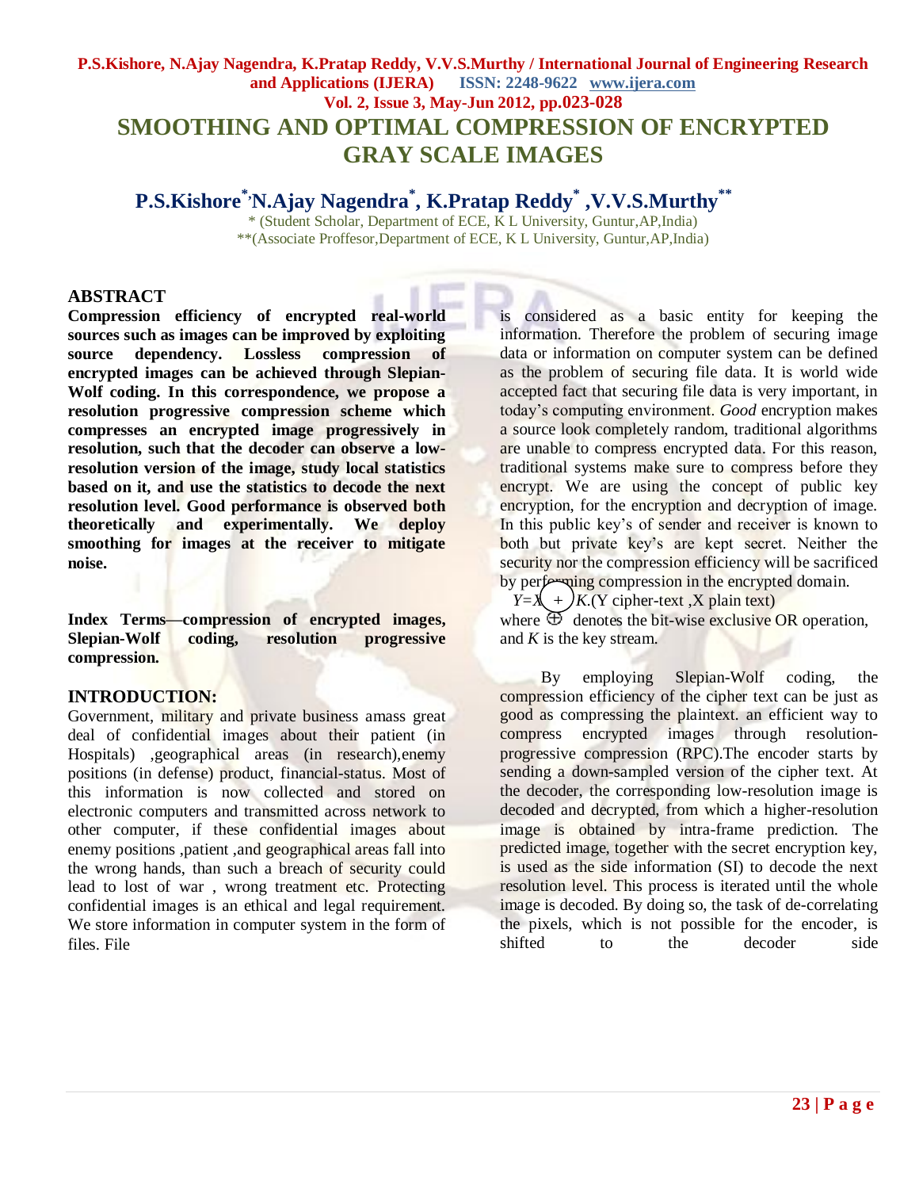# SMOOTHING AND OPTIMAL COMPRESSION OF ENCRYPTED GRAY SCALE IMAGES

**P.S.Kishore[*], N.Ajay Nagendra[*], K.Pratap Reddy[*], V.V.S.Murthy[**]**

* (Student Scholar, Department of ECE, K L University, Guntur,AP,India)
**(Associate Proffesor,Department of ECE, K L University, Guntur,AP,India)

## ABSTRACT

**Compression efficiency of encrypted real-world sources such as images can be improved by exploiting source dependency. Lossless compression of encrypted images can be achieved through Slepian-Wolf coding. In this correspondence, we propose a resolution progressive compression scheme which compresses an encrypted image progressively in resolution, such that the decoder can observe a low-resolution version of the image, study local statistics based on it, and use the statistics to decode the next resolution level. Good performance is observed both theoretically and experimentally. We deploy smoothing for images at the receiver to mitigate noise.**

**Index Terms—compression of encrypted images, Slepian-Wolf coding, resolution progressive compression.**

## INTRODUCTION:

Government, military and private business amass great deal of confidential images about their patient (in Hospitals) ,geographical areas (in research),enemy positions (in defense) product, financial-status. Most of this information is now collected and stored on electronic computers and transmitted across network to other computer, if these confidential images about enemy positions ,patient ,and geographical areas fall into the wrong hands, than such a breach of security could lead to lost of war , wrong treatment etc. Protecting confidential images is an ethical and legal requirement. We store information in computer system in the form of files. File is considered as a basic entity for keeping the information. Therefore the problem of securing image data or information on computer system can be defined as the problem of securing file data. It is world wide accepted fact that securing file data is very important, in today's computing environment. *Good* encryption makes a source look completely random, traditional algorithms are unable to compress encrypted data. For this reason, traditional systems make sure to compress before they encrypt. We are using the concept of public key encryption, for the encryption and decryption of image. In this public key's of sender and receiver is known to both but private key's are kept secret. Neither the security nor the compression efficiency will be sacrificed by performing compression in the encrypted domain.

$Y = X \oplus K$.(Y cipher-text ,X plain text)

where $\oplus$ denotes the bit-wise exclusive OR operation, and *K* is the key stream.

By employing Slepian-Wolf coding, the compression efficiency of the cipher text can be just as good as compressing the plaintext. an efficient way to compress encrypted images through resolution-progressive compression (RPC).The encoder starts by sending a down-sampled version of the cipher text. At the decoder, the corresponding low-resolution image is decoded and decrypted, from which a higher-resolution image is obtained by intra-frame prediction. The predicted image, together with the secret encryption key, is used as the side information (SI) to decode the next resolution level. This process is iterated until the whole image is decoded. By doing so, the task of de-correlating the pixels, which is not possible for the encoder, is shifted to the decoder side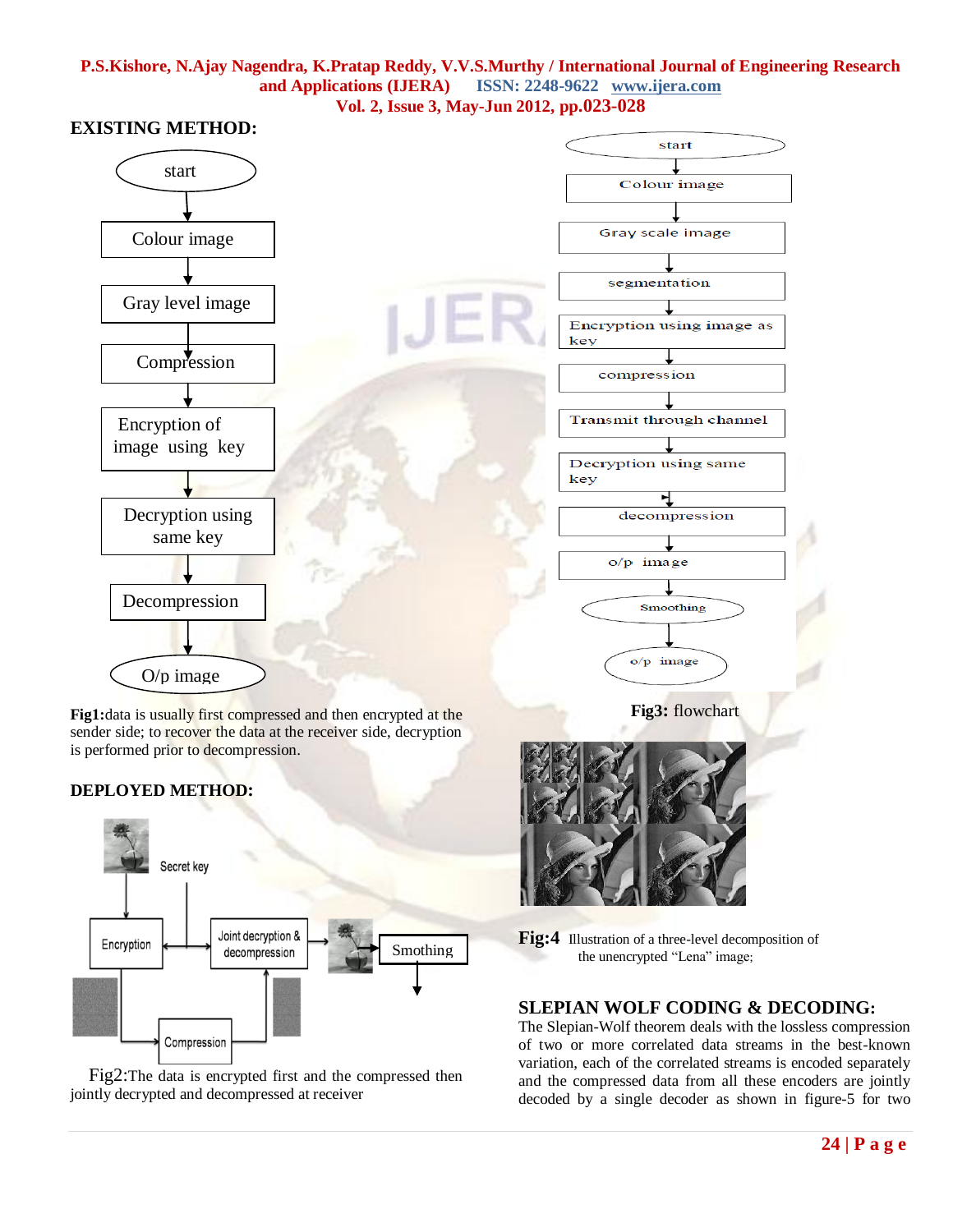## EXISTING METHOD:

start → Colour image → Gray level image → Compression → Encryption of image using key → Decryption using same key → Decompression → O/p image

**Fig1:** data is usually first compressed and then encrypted at the sender side; to recover the data at the receiver side, decryption is performed prior to decompression.

## DEPLOYED METHOD:

Secret key → Encryption → Compression → Joint decryption & decompression → Smothing

Fig2: The data is encrypted first and the compressed then jointly decrypted and decompressed at receiver

start → Colour image → Gray scale image → segmentation → Encryption using image as key → compression → Transmit through channel → Decryption using same key → decompression → o/p image → Smoothing → o/p image

**Fig3:** flowchart

**Fig:4** Illustration of a three-level decomposition of the unencrypted "Lena" image;

## SLEPIAN WOLF CODING & DECODING:

The Slepian-Wolf theorem deals with the lossless compression of two or more correlated data streams in the best-known variation, each of the correlated streams is encoded separately and the compressed data from all these encoders are jointly decoded by a single decoder as shown in figure-5 for two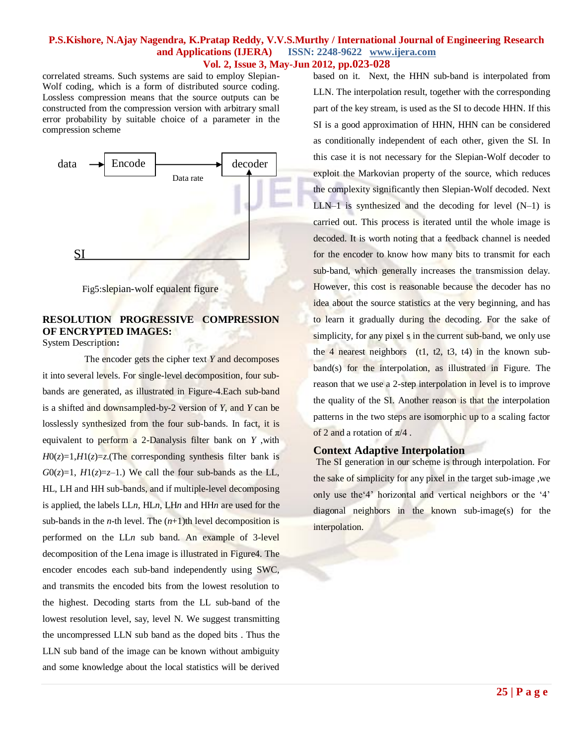correlated streams. Such systems are said to employ Slepian-Wolf coding, which is a form of distributed source coding. Lossless compression means that the source outputs can be constructed from the compression version with arbitrary small error probability by suitable choice of a parameter in the compression scheme

data → Encode → decoder

Data rate

SI

Fig5:slepian-wolf equalent figure

## RESOLUTION PROGRESSIVE COMPRESSION OF ENCRYPTED IMAGES:

System Description**:**

The encoder gets the cipher text *Y* and decomposes it into several levels. For single-level decomposition, four sub-bands are generated, as illustrated in Figure-4.Each sub-band is a shifted and downsampled-by-2 version of *Y*, and *Y* can be losslessly synthesized from the four sub-bands. In fact, it is equivalent to perform a 2-Danalysis filter bank on *Y* ,with $H0(z)=1, H1(z)=z$.(The corresponding synthesis filter bank is $G0(z)=1$, $H1(z)=z^{-1}$.) We call the four sub-bands as the LL, HL, LH and HH sub-bands, and if multiple-level decomposing is applied, the labels LL*n*, HL*n*, LH*n* and HH*n* are used for the sub-bands in the *n*-th level. The (*n*+1)th level decomposition is performed on the LL*n* sub band. An example of 3-level decomposition of the Lena image is illustrated in Figure4. The encoder encodes each sub-band independently using SWC, and transmits the encoded bits from the lowest resolution to the highest. Decoding starts from the LL sub-band of the lowest resolution level, say, level N. We suggest transmitting the uncompressed LLN sub band as the doped bits . Thus the LLN sub band of the image can be known without ambiguity and some knowledge about the local statistics will be derived based on it. Next, the HHN sub-band is interpolated from LLN. The interpolation result, together with the corresponding part of the key stream, is used as the SI to decode HHN. If this SI is a good approximation of HHN, HHN can be considered as conditionally independent of each other, given the SI. In this case it is not necessary for the Slepian-Wolf decoder to exploit the Markovian property of the source, which reduces the complexity significantly then Slepian-Wolf decoded. Next LLN–1 is synthesized and the decoding for level (N–1) is carried out. This process is iterated until the whole image is decoded. It is worth noting that a feedback channel is needed for the encoder to know how many bits to transmit for each sub-band, which generally increases the transmission delay. However, this cost is reasonable because the decoder has no idea about the source statistics at the very beginning, and has to learn it gradually during the decoding. For the sake of simplicity, for any pixel s in the current sub-band, we only use the 4 nearest neighbors (t1, t2, t3, t4) in the known sub-band(s) for the interpolation, as illustrated in Figure. The reason that we use a 2-step interpolation in level is to improve the quality of the SI. Another reason is that the interpolation patterns in the two steps are isomorphic up to a scaling factor of 2 and a rotation of $\pi/4$ .

### Context Adaptive Interpolation

The SI generation in our scheme is through interpolation. For the sake of simplicity for any pixel in the target sub-image ,we only use the'4' horizontal and vertical neighbors or the '4' diagonal neighbors in the known sub-image(s) for the interpolation.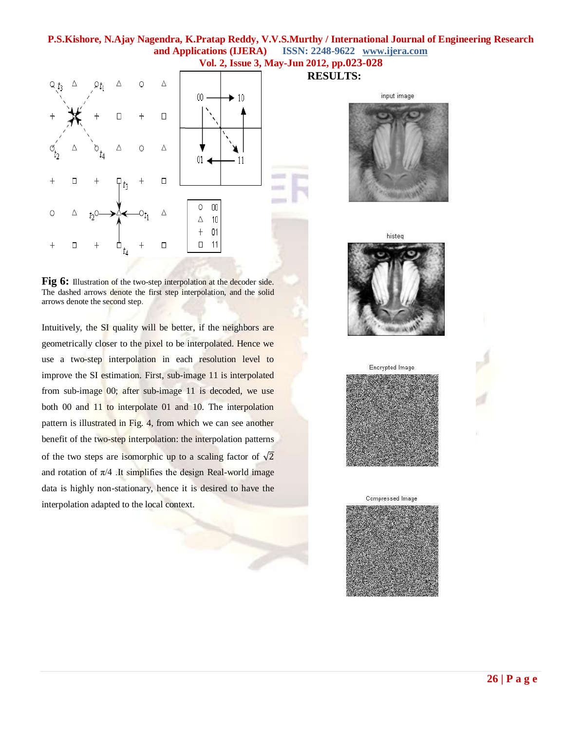**Fig 6:** Illustration of the two-step interpolation at the decoder side. The dashed arrows denote the first step interpolation, and the solid arrows denote the second step.

Intuitively, the SI quality will be better, if the neighbors are geometrically closer to the pixel to be interpolated. Hence we use a two-step interpolation in each resolution level to improve the SI estimation. First, sub-image 11 is interpolated from sub-image 00; after sub-image 11 is decoded, we use both 00 and 11 to interpolate 01 and 10. The interpolation pattern is illustrated in Fig. 4, from which we can see another benefit of the two-step interpolation: the interpolation patterns of the two steps are isomorphic up to a scaling factor of $\sqrt{2}$ and rotation of $\pi/4$ .It simplifies the design Real-world image data is highly non-stationary, hence it is desired to have the interpolation adapted to the local context.

## RESULTS:

input image

histeq

Encrypted Image

Compressed Image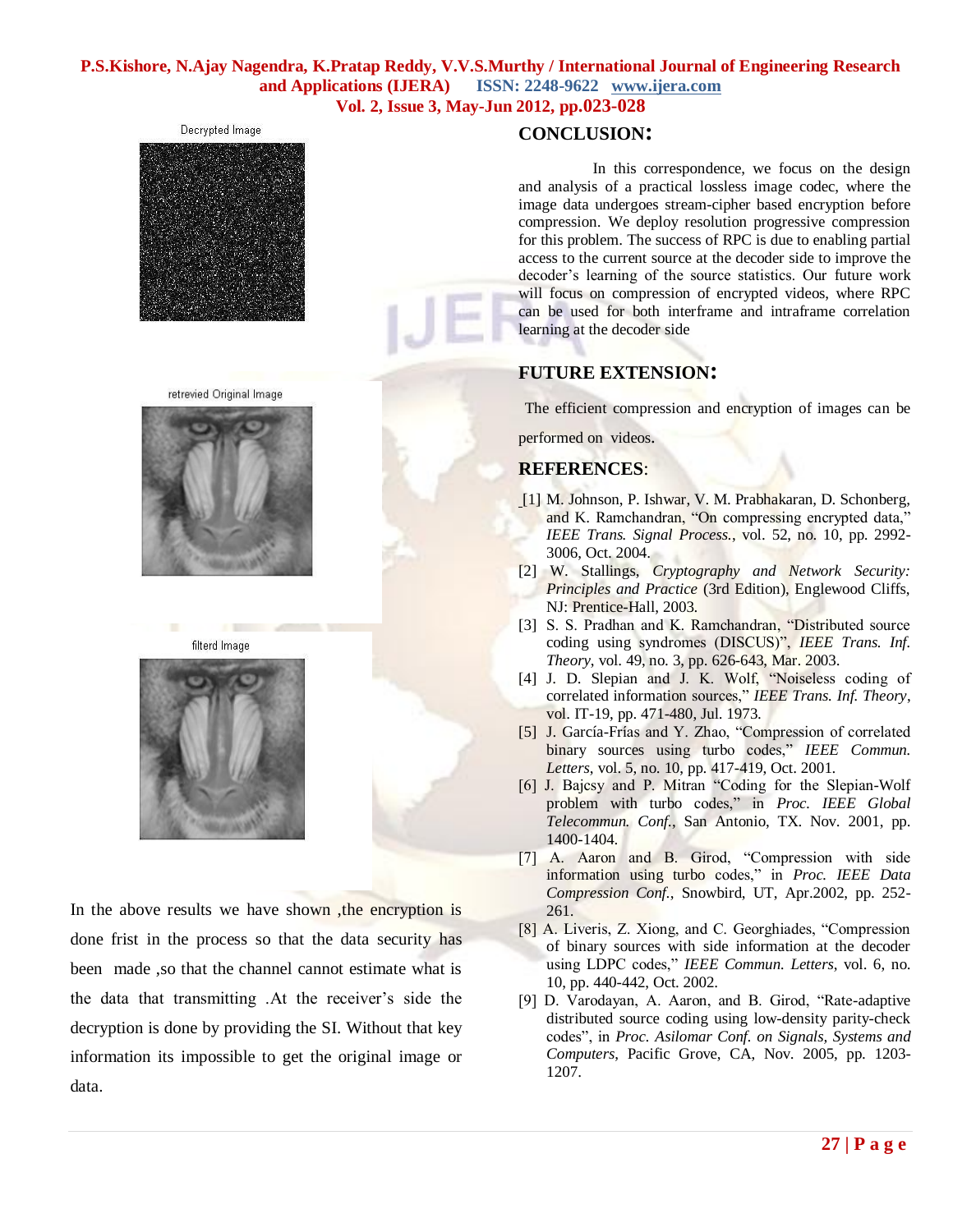Decrypted Image

retrevied Original Image

filterd Image

In the above results we have shown ,the encryption is done frist in the process so that the data security has been made ,so that the channel cannot estimate what is the data that transmitting .At the receiver's side the decryption is done by providing the SI. Without that key information its impossible to get the original image or data.

## CONCLUSION:

In this correspondence, we focus on the design and analysis of a practical lossless image codec, where the image data undergoes stream-cipher based encryption before compression. We deploy resolution progressive compression for this problem. The success of RPC is due to enabling partial access to the current source at the decoder side to improve the decoder's learning of the source statistics. Our future work will focus on compression of encrypted videos, where RPC can be used for both interframe and intraframe correlation learning at the decoder side

## FUTURE EXTENSION:

The efficient compression and encryption of images can be performed on videos.

## REFERENCES:

[1] M. Johnson, P. Ishwar, V. M. Prabhakaran, D. Schonberg, and K. Ramchandran, "On compressing encrypted data," *IEEE Trans. Signal Process.*, vol. 52, no. 10, pp. 2992-3006, Oct. 2004.

[2] W. Stallings, *Cryptography and Network Security: Principles and Practice* (3rd Edition), Englewood Cliffs, NJ: Prentice-Hall, 2003.

[3] S. S. Pradhan and K. Ramchandran, "Distributed source coding using syndromes (DISCUS)", *IEEE Trans. Inf. Theory*, vol. 49, no. 3, pp. 626-643, Mar. 2003.

[4] J. D. Slepian and J. K. Wolf, "Noiseless coding of correlated information sources," *IEEE Trans. Inf. Theory*, vol. IT-19, pp. 471-480, Jul. 1973.

[5] J. García-Frías and Y. Zhao, "Compression of correlated binary sources using turbo codes," *IEEE Commun. Letters*, vol. 5, no. 10, pp. 417-419, Oct. 2001.

[6] J. Bajcsy and P. Mitran "Coding for the Slepian-Wolf problem with turbo codes," in *Proc. IEEE Global Telecommun. Conf.*, San Antonio, TX. Nov. 2001, pp. 1400-1404.

[7] A. Aaron and B. Girod, "Compression with side information using turbo codes," in *Proc. IEEE Data Compression Conf.*, Snowbird, UT, Apr.2002, pp. 252-261.

[8] A. Liveris, Z. Xiong, and C. Georghiades, "Compression of binary sources with side information at the decoder using LDPC codes," *IEEE Commun. Letters*, vol. 6, no. 10, pp. 440-442, Oct. 2002.

[9] D. Varodayan, A. Aaron, and B. Girod, "Rate-adaptive distributed source coding using low-density parity-check codes", in *Proc. Asilomar Conf. on Signals, Systems and Computers*, Pacific Grove, CA, Nov. 2005, pp. 1203-1207.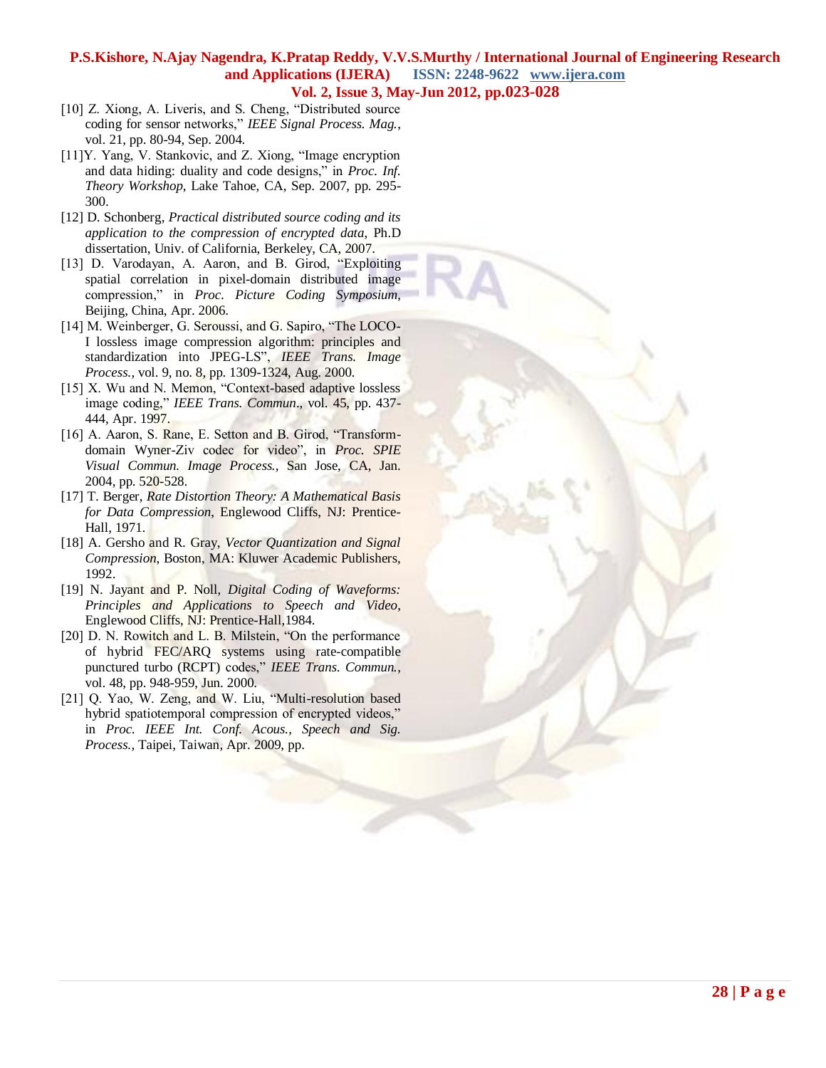[10] Z. Xiong, A. Liveris, and S. Cheng, "Distributed source coding for sensor networks," *IEEE Signal Process. Mag.*, vol. 21, pp. 80-94, Sep. 2004.

[11]Y. Yang, V. Stankovic, and Z. Xiong, "Image encryption and data hiding: duality and code designs," in *Proc. Inf. Theory Workshop*, Lake Tahoe, CA, Sep. 2007, pp. 295-300.

[12] D. Schonberg, *Practical distributed source coding and its application to the compression of encrypted data*, Ph.D dissertation, Univ. of California, Berkeley, CA, 2007.

[13] D. Varodayan, A. Aaron, and B. Girod, "Exploiting spatial correlation in pixel-domain distributed image compression," in *Proc. Picture Coding Symposium*, Beijing, China, Apr. 2006.

[14] M. Weinberger, G. Seroussi, and G. Sapiro, "The LOCO-I lossless image compression algorithm: principles and standardization into JPEG-LS", *IEEE Trans. Image Process.*, vol. 9, no. 8, pp. 1309-1324, Aug. 2000.

[15] X. Wu and N. Memon, "Context-based adaptive lossless image coding," *IEEE Trans. Commun*., vol. 45, pp. 437-444, Apr. 1997.

[16] A. Aaron, S. Rane, E. Setton and B. Girod, "Transform-domain Wyner-Ziv codec for video", in *Proc. SPIE Visual Commun. Image Process.*, San Jose, CA, Jan. 2004, pp. 520-528.

[17] T. Berger, *Rate Distortion Theory: A Mathematical Basis for Data Compression*, Englewood Cliffs, NJ: Prentice-Hall, 1971.

[18] A. Gersho and R. Gray, *Vector Quantization and Signal Compression*, Boston, MA: Kluwer Academic Publishers, 1992.

[19] N. Jayant and P. Noll, *Digital Coding of Waveforms: Principles and Applications to Speech and Video*, Englewood Cliffs, NJ: Prentice-Hall,1984.

[20] D. N. Rowitch and L. B. Milstein, "On the performance of hybrid FEC/ARQ systems using rate-compatible punctured turbo (RCPT) codes," *IEEE Trans. Commun.*, vol. 48, pp. 948-959, Jun. 2000.

[21] Q. Yao, W. Zeng, and W. Liu, "Multi-resolution based hybrid spatiotemporal compression of encrypted videos," in *Proc. IEEE Int. Conf. Acous., Speech and Sig. Process.*, Taipei, Taiwan, Apr. 2009, pp.